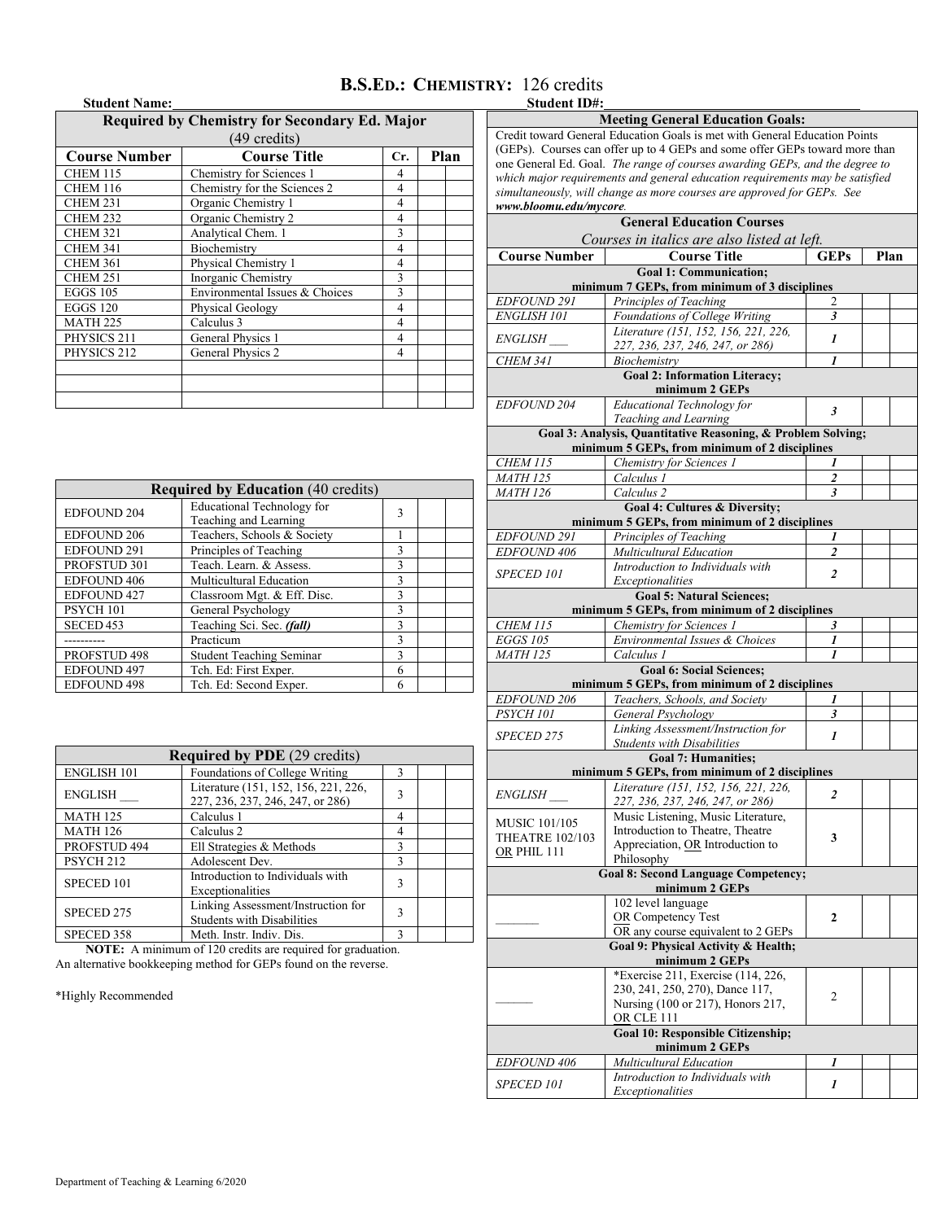# B.S.Ed.: Chemistry: 126 credits

**Student Name:**\_\_\_\_\_\_\_\_\_\_\_\_\_\_\_\_\_\_\_\_\_\_\_\_\_\_\_\_\_\_ **Student ID#:**\_\_\_\_\_\_\_\_\_\_\_\_\_\_\_\_\_\_\_\_

| Required by Chemistry for Secondary Ed. Major (49 credits) | | | | |
|---|---|---|---|---|
| **Course Number** | **Course Title** | **Cr.** | **Plan** | |
| CHEM 115 | Chemistry for Sciences 1 | 4 | | |
| CHEM 116 | Chemistry for the Sciences 2 | 4 | | |
| CHEM 231 | Organic Chemistry 1 | 4 | | |
| CHEM 232 | Organic Chemistry 2 | 4 | | |
| CHEM 321 | Analytical Chem. 1 | 3 | | |
| CHEM 341 | Biochemistry | 4 | | |
| CHEM 361 | Physical Chemistry 1 | 4 | | |
| CHEM 251 | Inorganic Chemistry | 3 | | |
| EGGS 105 | Environmental Issues & Choices | 3 | | |
| EGGS 120 | Physical Geology | 4 | | |
| MATH 225 | Calculus 3 | 4 | | |
| PHYSICS 211 | General Physics 1 | 4 | | |
| PHYSICS 212 | General Physics 2 | 4 | | |
| | | | | |
| | | | | |
| | | | | |

| Required by Education (40 credits) | | | | |
|---|---|---|---|---|
| EDFOUND 204 | Educational Technology for Teaching and Learning | 3 | | |
| EDFOUND 206 | Teachers, Schools & Society | 1 | | |
| EDFOUND 291 | Principles of Teaching | 3 | | |
| PROFSTUD 301 | Teach. Learn. & Assess. | 3 | | |
| EDFOUND 406 | Multicultural Education | 3 | | |
| EDFOUND 427 | Classroom Mgt. & Eff. Disc. | 3 | | |
| PSYCH 101 | General Psychology | 3 | | |
| SECED 453 | Teaching Sci. Sec. ***(fall)*** | 3 | | |
| ---------- | Practicum | 3 | | |
| PROFSTUD 498 | Student Teaching Seminar | 3 | | |
| EDFOUND 497 | Tch. Ed: First Exper. | 6 | | |
| EDFOUND 498 | Tch. Ed: Second Exper. | 6 | | |

| Required by PDE (29 credits) | | | | |
|---|---|---|---|---|
| ENGLISH 101 | Foundations of College Writing | 3 | | |
| ENGLISH \_\_\_ | Literature (151, 152, 156, 221, 226, 227, 236, 237, 246, 247, or 286) | 3 | | |
| MATH 125 | Calculus 1 | 4 | | |
| MATH 126 | Calculus 2 | 4 | | |
| PROFSTUD 494 | Ell Strategies & Methods | 3 | | |
| PSYCH 212 | Adolescent Dev. | 3 | | |
| SPECED 101 | Introduction to Individuals with Exceptionalities | 3 | | |
| SPECED 275 | Linking Assessment/Instruction for Students with Disabilities | 3 | | |
| SPECED 358 | Meth. Instr. Indiv. Dis. | 3 | | |

**NOTE:** A minimum of 120 credits are required for graduation. An alternative bookkeeping method for GEPs found on the reverse.

*Highly Recommended

## Meeting General Education Goals:

Credit toward General Education Goals is met with General Education Points (GEPs). Courses can offer up to 4 GEPs and some offer GEPs toward more than one General Ed. Goal. *The range of courses awarding GEPs, and the degree to which major requirements and general education requirements may be satisfied simultaneously, will change as more courses are approved for GEPs. See **www.bloomu.edu/mycore**.*

| General Education Courses — *Courses in italics are also listed at left.* | | | | |
|---|---|---|---|---|
| **Course Number** | **Course Title** | **GEPs** | **Plan** | |
| **Goal 1: Communication; minimum 7 GEPs, from minimum of 3 disciplines** | | | | |
| *EDFOUND 291* | *Principles of Teaching* | 2 | | |
| *ENGLISH 101* | *Foundations of College Writing* | ***3*** | | |
| *ENGLISH \_\_\_* | *Literature (151, 152, 156, 221, 226, 227, 236, 237, 246, 247, or 286)* | ***1*** | | |
| *CHEM 341* | *Biochemistry* | ***1*** | | |
| **Goal 2: Information Literacy; minimum 2 GEPs** | | | | |
| *EDFOUND 204* | *Educational Technology for Teaching and Learning* | ***3*** | | |
| **Goal 3: Analysis, Quantitative Reasoning, & Problem Solving; minimum 5 GEPs, from minimum of 2 disciplines** | | | | |
| *CHEM 115* | *Chemistry for Sciences 1* | ***1*** | | |
| *MATH 125* | *Calculus 1* | ***2*** | | |
| *MATH 126* | *Calculus 2* | ***3*** | | |
| **Goal 4: Cultures & Diversity; minimum 5 GEPs, from minimum of 2 disciplines** | | | | |
| *EDFOUND 291* | *Principles of Teaching* | ***1*** | | |
| *EDFOUND 406* | *Multicultural Education* | ***2*** | | |
| *SPECED 101* | *Introduction to Individuals with Exceptionalities* | ***2*** | | |
| **Goal 5: Natural Sciences; minimum 5 GEPs, from minimum of 2 disciplines** | | | | |
| *CHEM 115* | *Chemistry for Sciences 1* | ***3*** | | |
| *EGGS 105* | *Environmental Issues & Choices* | ***1*** | | |
| *MATH 125* | *Calculus 1* | ***1*** | | |
| **Goal 6: Social Sciences; minimum 5 GEPs, from minimum of 2 disciplines** | | | | |
| *EDFOUND 206* | *Teachers, Schools, and Society* | ***1*** | | |
| *PSYCH 101* | *General Psychology* | ***3*** | | |
| *SPECED 275* | *Linking Assessment/Instruction for Students with Disabilities* | ***1*** | | |
| **Goal 7: Humanities; minimum 5 GEPs, from minimum of 2 disciplines** | | | | |
| *ENGLISH \_\_\_* | *Literature (151, 152, 156, 221, 226, 227, 236, 237, 246, 247, or 286)* | ***2*** | | |
| MUSIC 101/105 THEATRE 102/103 OR PHIL 111 | Music Listening, Music Literature, Introduction to Theatre, Theatre Appreciation, OR Introduction to Philosophy | **3** | | |
| **Goal 8: Second Language Competency; minimum 2 GEPs** | | | | |
| \_\_\_\_\_\_\_ | 102 level language OR Competency Test OR any course equivalent to 2 GEPs | **2** | | |
| **Goal 9: Physical Activity & Health; minimum 2 GEPs** | | | | |
| \_\_\_\_\_\_ | *Exercise 211, Exercise (114, 226, 230, 241, 250, 270), Dance 117, Nursing (100 or 217), Honors 217, OR CLE 111 | 2 | | |
| **Goal 10: Responsible Citizenship; minimum 2 GEPs** | | | | |
| *EDFOUND 406* | *Multicultural Education* | ***1*** | | |
| *SPECED 101* | *Introduction to Individuals with Exceptionalities* | ***1*** | | |

Department of Teaching & Learning 6/2020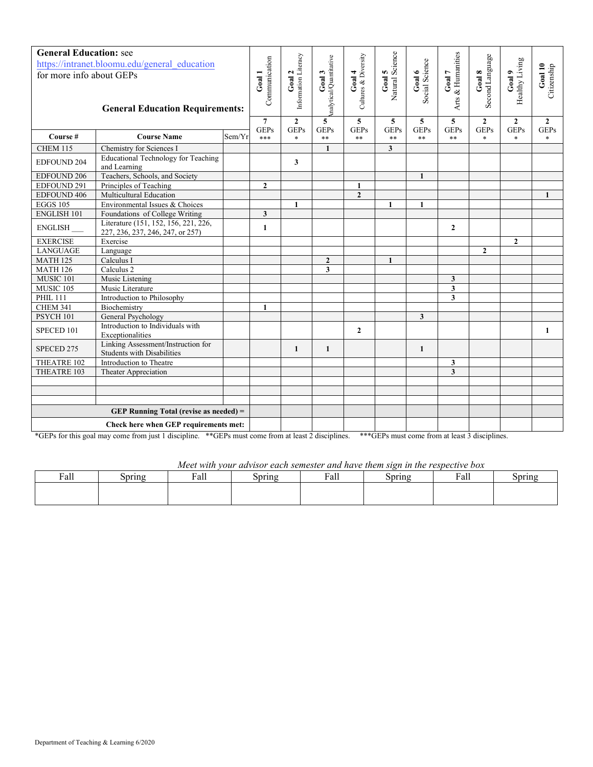| **General Education:** see https://intranet.bloomu.edu/general_education for more info about GEPs<br><br>**General Education Requirements:** | | | **Goal 1** Communication | **Goal 2** Information Literacy | **Goal 3** Analytical/Quantitative | **Goal 4** Cultures & Diversity | **Goal 5** Natural Science | **Goal 6** Social Science | **Goal 7** Arts & Humanities | **Goal 8** Second Language | **Goal 9** Healthy Living | **Goal 10** Citizenship |
|---|---|---|---|---|---|---|---|---|---|---|---|---|
| **Course #** | **Course Name** | Sem/Yr | **7** GEPs *** | **2** GEPs * | **5** GEPs ** | **5** GEPs ** | **5** GEPs ** | **5** GEPs ** | **5** GEPs ** | **2** GEPs * | **2** GEPs * | **2** GEPs * |
| CHEM 115 | Chemistry for Sciences I | | | | **1** | | **3** | | | | | |
| EDFOUND 204 | Educational Technology for Teaching and Learning | | | **3** | | | | | | | | |
| EDFOUND 206 | Teachers, Schools, and Society | | | | | | | **1** | | | | |
| EDFOUND 291 | Principles of Teaching | | **2** | | | **1** | | | | | | |
| EDFOUND 406 | Multicultural Education | | | | | **2** | | | | | | **1** |
| EGGS 105 | Environmental Issues & Choices | | | **1** | | | **1** | **1** | | | | |
| ENGLISH 101 | Foundations of College Writing | | **3** | | | | | | | | | |
| ENGLISH ___ | Literature (151, 152, 156, 221, 226, 227, 236, 237, 246, 247, or 257) | | **1** | | | | | | **2** | | | |
| EXERCISE | Exercise | | | | | | | | | | **2** | |
| LANGUAGE | Language | | | | | | | | | **2** | | |
| MATH 125 | Calculus I | | | | **2** | | **1** | | | | | |
| MATH 126 | Calculus 2 | | | | **3** | | | | | | | |
| MUSIC 101 | Music Listening | | | | | | | | **3** | | | |
| MUSIC 105 | Music Literature | | | | | | | | **3** | | | |
| PHIL 111 | Introduction to Philosophy | | | | | | | | **3** | | | |
| CHEM 341 | Biochemistry | | **1** | | | | | | | | | |
| PSYCH 101 | General Psychology | | | | | | | **3** | | | | |
| SPECED 101 | Introduction to Individuals with Exceptionalities | | | | | **2** | | | | | | **1** |
| SPECED 275 | Linking Assessment/Instruction for Students with Disabilities | | | **1** | **1** | | | **1** | | | | |
| THEATRE 102 | Introduction to Theatre | | | | | | | | **3** | | | |
| THEATRE 103 | Theater Appreciation | | | | | | | | **3** | | | |
| | | | | | | | | | | | | |
| | | | | | | | | | | | | |
| | | | | | | | | | | | | |
| **GEP Running Total (revise as needed) =** | | | | | | | | | | | | |
| **Check here when GEP requirements met:** | | | | | | | | | | | | |

*GEPs for this goal may come from just 1 discipline. **GEPs must come from at least 2 disciplines. ***GEPs must come from at least 3 disciplines.

*Meet with your advisor each semester and have them sign in the respective box*

| Fall | Spring | Fall | Spring | Fall | Spring | Fall | Spring |
|---|---|---|---|---|---|---|---|
| | | | | | | | |